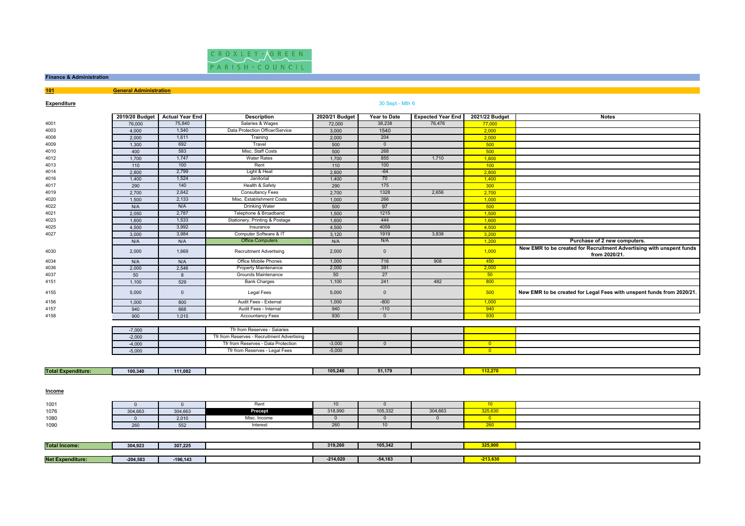CROXLEY GREEN PARISH COUNCIL

## Finance & Administration

**101** **General Administration**

### Expenditure

30 Sept - Mth 6

| | 2019/20 Budget | Actual Year End | Description | 2020/21 Budget | Year to Date | Expected Year End | 2021/22 Budget | Notes |
|---|---|---|---|---|---|---|---|---|
| 4001 | 76,000 | 75,840 | Salaries & Wages | 72,000 | 38,238 | 76,476 | 77,000 | |
| 4003 | 4,000 | 1,540 | Data Protection Officer/Service | 3,000 | 1540 | | 2,000 | |
| 4008 | 2,000 | 1,611 | Training | 2,000 | 204 | | 2,000 | |
| 4009 | 1,300 | 692 | Travel | 500 | 0 | | 500 | |
| 4010 | 400 | 583 | Misc. Staff Costs | 500 | 268 | | 500 | |
| 4012 | 1,700 | 1,747 | Water Rates | 1,700 | 855 | 1,710 | 1,800 | |
| 4013 | 110 | 100 | Rent | 110 | 100 | | 100 | |
| 4014 | 2,800 | 2,799 | Light & Heat | 2,800 | -64 | | 2,800 | |
| 4016 | 1,400 | 1,524 | Janitorial | 1,400 | 70 | | 1,400 | |
| 4017 | 290 | 140 | Health & Safety | 290 | 175 | | 300 | |
| 4019 | 2,700 | 2,642 | Consultancy Fees | 2,700 | 1328 | 2,656 | 2,700 | |
| 4020 | 1,500 | 2,133 | Misc. Establishment Costs | 1,000 | 266 | | 1,000 | |
| 4022 | N/A | N/A | Drinking Water | 500 | 97 | | 500 | |
| 4021 | 2,050 | 2,787 | Telephone & Broadband | 1,500 | 1215 | | 1,500 | |
| 4023 | 1,600 | 1,533 | Stationery, Printing & Postage | 1,600 | 444 | | 1,600 | |
| 4025 | 4,500 | 3,992 | Insurance | 4,500 | 4059 | | 4,500 | |
| 4027 | 3,000 | 3,984 | Computer Software & IT | 3,120 | 1919 | 3,838 | 3,200 | |
| | N/A | N/A | Office Computers | N/A | N/A | | 1,200 | **Purchase of 2 new computers.** |
| 4030 | 2,000 | 1,669 | Recruitment Advertising | 2,000 | 0 | | 1,000 | **New EMR to be created for Recruitment Advertising with unspent funds from 2020/21.** |
| 4034 | N/A | N/A | Office Mobile Phones | 1,000 | 716 | 908 | 450 | |
| 4036 | 2,000 | 2,546 | Property Maintenance | 2,000 | 391 | | 2,000 | |
| 4037 | 50 | 8 | Grounds Maintenance | 50 | 27 | | 50 | |
| 4151 | 1,100 | 529 | Bank Charges | 1,100 | 241 | 482 | 800 | |
| 4155 | 5,000 | 0 | Legal Fees | 5,000 | 0 | | 500 | **New EMR to be created for Legal Fees with unspent funds from 2020/21.** |
| 4156 | 1,000 | 800 | Audit Fees - External | 1,000 | -800 | | 1,000 | |
| 4157 | 940 | 868 | Audit Fees - Internal | 940 | -110 | | 940 | |
| 4158 | 900 | 1,015 | Accountancy Fees | 930 | 0 | | 930 | |
| | -7,000 | | Tfr from Reserves - Salaries | | | | | |
| | -2,000 | | Tfr from Reserves - Recruitment Advertising | | | | | |
| | -4,000 | | Tfr from Reserves - Data Protection | -3,000 | 0 | | 0 | |
| | -5,000 | | Tfr from Reserves - Legal Fees | -5,000 | | | 0 | |
| **Total Expenditure:** | **100,340** | **111,082** | | **105,240** | **51,179** | | **112,270** | |

### Income

| | 2019/20 Budget | Actual Year End | Description | 2020/21 Budget | Year to Date | Expected Year End | 2021/22 Budget | Notes |
|---|---|---|---|---|---|---|---|---|
| 1001 | 0 | 0 | Rent | 10 | 0 | | 10 | |
| 1076 | 304,663 | 304,663 | **Precept** | 318,990 | 105,332 | 304,663 | 325,630 | |
| 1080 | 0 | 2,010 | Misc. Income | 0 | 0 | 0 | 0 | |
| 1090 | 260 | 552 | Interest | 260 | 10 | | 260 | |
| **Total Income:** | **304,923** | **307,225** | | **319,260** | **105,342** | | **325,900** | |
| **Net Expenditure:** | **-204,583** | **-196,143** | | **-214,020** | **-54,163** | | **-213,630** | |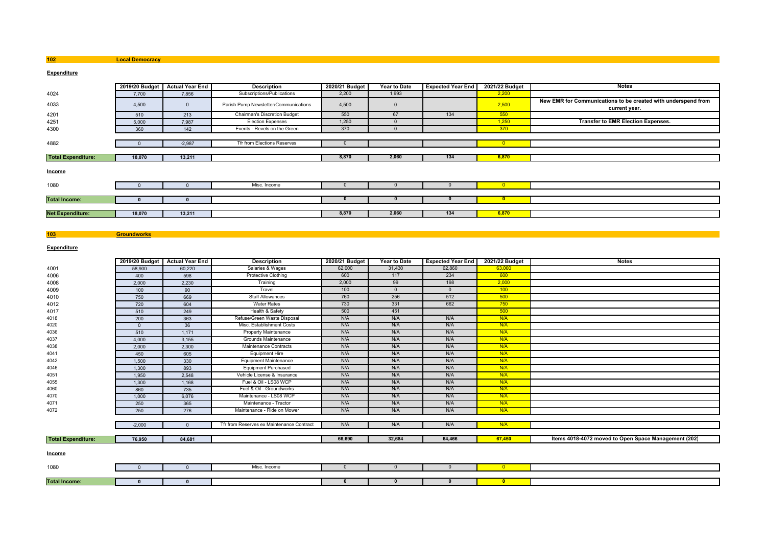## 102 Local Democracy

### Expenditure

| | 2019/20 Budget | Actual Year End | Description | 2020/21 Budget | Year to Date | Expected Year End | 2021/22 Budget | Notes |
|---|---|---|---|---|---|---|---|---|
| 4024 | 7,700 | 7,856 | Subscriptions/Publications | 2,200 | 1,993 | | 2,200 | |
| 4033 | 4,500 | 0 | Parish Pump Newsletter/Communications | 4,500 | 0 | | 2,500 | New EMR for Communications to be created with underspend from current year. |
| 4201 | 510 | 213 | Chairman's Discretion Budget | 550 | 67 | 134 | 550 | |
| 4251 | 5,000 | 7,987 | Election Expenses | 1,250 | 0 | | 1,250 | Transfer to EMR Election Expenses. |
| 4300 | 360 | 142 | Events - Revels on the Green | 370 | 0 | | 370 | |
| 4882 | 0 | -2,987 | Tfr from Elections Reserves | 0 | | | 0 | |
| **Total Expenditure:** | **18,070** | **13,211** | | **8,870** | **2,060** | **134** | **6,870** | |

### Income

| | 2019/20 Budget | Actual Year End | Description | 2020/21 Budget | Year to Date | Expected Year End | 2021/22 Budget | Notes |
|---|---|---|---|---|---|---|---|---|
| 1080 | 0 | 0 | Misc. Income | 0 | 0 | 0 | 0 | |
| **Total Income:** | **0** | **0** | | **0** | **0** | **0** | **0** | |
| **Net Expenditure:** | **18,070** | **13,211** | | **8,870** | **2,060** | **134** | **6,870** | |

## 103 Groundworks

### Expenditure

| | 2019/20 Budget | Actual Year End | Description | 2020/21 Budget | Year to Date | Expected Year End | 2021/22 Budget | Notes |
|---|---|---|---|---|---|---|---|---|
| 4001 | 58,900 | 60,220 | Salaries & Wages | 62,000 | 31,430 | 62,860 | 63,000 | |
| 4006 | 400 | 598 | Protective Clothing | 600 | 117 | 234 | 600 | |
| 4008 | 2,000 | 2,230 | Training | 2,000 | 99 | 198 | 2,000 | |
| 4009 | 100 | 90 | Travel | 100 | 0 | 0 | 100 | |
| 4010 | 750 | 669 | Staff Allowances | 760 | 256 | 512 | 500 | |
| 4012 | 720 | 604 | Water Rates | 730 | 331 | 662 | 750 | |
| 4017 | 510 | 249 | Health & Safety | 500 | 451 | | 500 | |
| 4018 | 200 | 363 | Refuse/Green Waste Disposal | N/A | N/A | N/A | N/A | |
| 4020 | 0 | 36 | Misc. Establishment Costs | N/A | N/A | N/A | N/A | |
| 4036 | 510 | 1,171 | Property Maintenance | N/A | N/A | N/A | N/A | |
| 4037 | 4,000 | 3,155 | Grounds Maintenance | N/A | N/A | N/A | N/A | |
| 4038 | 2,000 | 2,300 | Maintenance Contracts | N/A | N/A | N/A | N/A | |
| 4041 | 450 | 605 | Equipment Hire | N/A | N/A | N/A | N/A | |
| 4042 | 1,500 | 330 | Equipment Maintenance | N/A | N/A | N/A | N/A | |
| 4046 | 1,300 | 893 | Equipment Purchased | N/A | N/A | N/A | N/A | |
| 4051 | 1,950 | 2,548 | Vehicle License & Insurance | N/A | N/A | N/A | N/A | |
| 4055 | 1,300 | 1,168 | Fuel & Oil - LS08 WCP | N/A | N/A | N/A | N/A | |
| 4060 | 860 | 735 | Fuel & Oil - Groundworks | N/A | N/A | N/A | N/A | |
| 4070 | 1,000 | 6,076 | Maintenance - LS08 WCP | N/A | N/A | N/A | N/A | |
| 4071 | 250 | 365 | Maintenance - Tractor | N/A | N/A | N/A | N/A | |
| 4072 | 250 | 276 | Maintenance - Ride on Mower | N/A | N/A | N/A | N/A | |
| | -2,000 | 0 | Tfr from Reserves ex Maintenance Contract | N/A | N/A | N/A | N/A | |
| **Total Expenditure:** | **76,950** | **84,681** | | **66,690** | **32,684** | **64,466** | **67,450** | Items 4018-4072 moved to Open Space Management (202) |

### Income

| | 2019/20 Budget | Actual Year End | Description | 2020/21 Budget | Year to Date | Expected Year End | 2021/22 Budget | Notes |
|---|---|---|---|---|---|---|---|---|
| 1080 | 0 | 0 | Misc. Income | 0 | 0 | 0 | 0 | |
| **Total Income:** | **0** | **0** | | **0** | **0** | **0** | **0** | |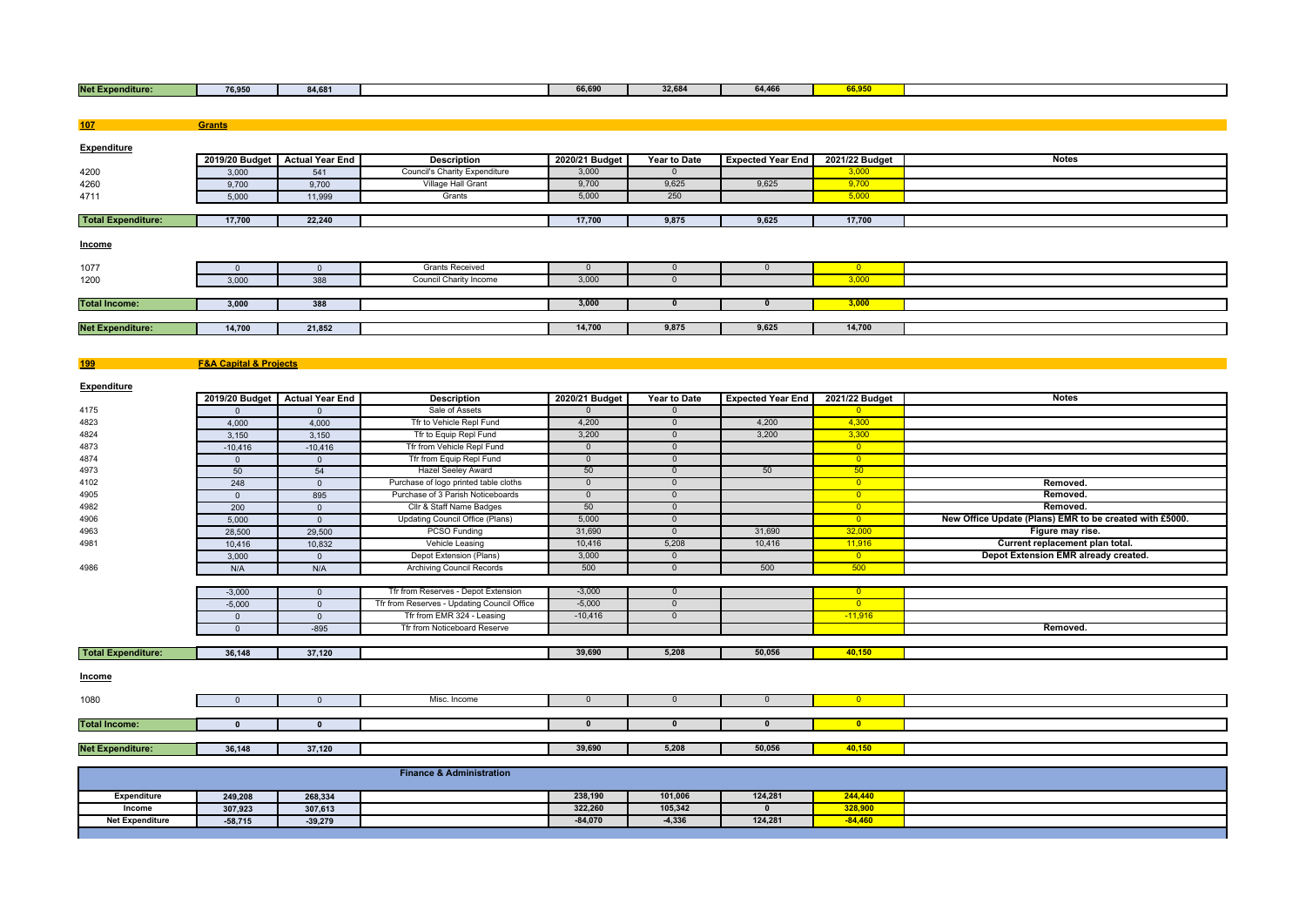| Net Expenditure: | 76,950 | 84,681 | | 66,690 | 32,684 | 64,466 | 66,950 | |
|---|---|---|---|---|---|---|---|---|

## 107 Grants

### Expenditure

| | 2019/20 Budget | Actual Year End | Description | 2020/21 Budget | Year to Date | Expected Year End | 2021/22 Budget | Notes |
|---|---|---|---|---|---|---|---|---|
| 4200 | 3,000 | 541 | Council's Charity Expenditure | 3,000 | 0 | | 3,000 | |
| 4260 | 9,700 | 9,700 | Village Hall Grant | 9,700 | 9,625 | 9,625 | 9,700 | |
| 4711 | 5,000 | 11,999 | Grants | 5,000 | 250 | | 5,000 | |
| **Total Expenditure:** | **17,700** | **22,240** | | **17,700** | **9,875** | **9,625** | **17,700** | |

### Income

| | 2019/20 Budget | Actual Year End | Description | 2020/21 Budget | Year to Date | Expected Year End | 2021/22 Budget | Notes |
|---|---|---|---|---|---|---|---|---|
| 1077 | 0 | 0 | Grants Received | 0 | 0 | 0 | 0 | |
| 1200 | 3,000 | 388 | Council Charity Income | 3,000 | 0 | | 3,000 | |
| **Total Income:** | **3,000** | **388** | | **3,000** | **0** | **0** | **3,000** | |
| **Net Expenditure:** | **14,700** | **21,852** | | **14,700** | **9,875** | **9,625** | **14,700** | |

## 199 F&A Capital & Projects

### Expenditure

| | 2019/20 Budget | Actual Year End | Description | 2020/21 Budget | Year to Date | Expected Year End | 2021/22 Budget | Notes |
|---|---|---|---|---|---|---|---|---|
| 4175 | 0 | 0 | Sale of Assets | 0 | 0 | | 0 | |
| 4823 | 4,000 | 4,000 | Tfr to Vehicle Repl Fund | 4,200 | 0 | 4,200 | 4,300 | |
| 4824 | 3,150 | 3,150 | Tfr to Equip Repl Fund | 3,200 | 0 | 3,200 | 3,300 | |
| 4873 | -10,416 | -10,416 | Tfr from Vehicle Repl Fund | 0 | 0 | | 0 | |
| 4874 | 0 | 0 | Tfr from Equip Repl Fund | 0 | 0 | | 0 | |
| 4973 | 50 | 54 | Hazel Seeley Award | 50 | 0 | 50 | 50 | |
| 4102 | 248 | 0 | Purchase of logo printed table cloths | 0 | 0 | | 0 | Removed. |
| 4905 | 0 | 895 | Purchase of 3 Parish Noticeboards | 0 | 0 | | 0 | Removed. |
| 4982 | 200 | 0 | Cllr & Staff Name Badges | 50 | 0 | | 0 | Removed. |
| 4906 | 5,000 | 0 | Updating Council Office (Plans) | 5,000 | 0 | | 0 | New Office Update (Plans) EMR to be created with £5000. |
| 4963 | 28,500 | 29,500 | PCSO Funding | 31,690 | 0 | 31,690 | 32,000 | Figure may rise. |
| 4981 | 10,416 | 10,832 | Vehicle Leasing | 10,416 | 5,208 | 10,416 | 11,916 | Current replacement plan total. |
| | 3,000 | 0 | Depot Extension (Plans) | 3,000 | 0 | | 0 | Depot Extension EMR already created. |
| 4986 | N/A | N/A | Archiving Council Records | 500 | 0 | 500 | 500 | |
| | -3,000 | 0 | Tfr from Reserves - Depot Extension | -3,000 | 0 | | 0 | |
| | -5,000 | 0 | Tfr from Reserves - Updating Council Office | -5,000 | 0 | | 0 | |
| | 0 | 0 | Tfr from EMR 324 - Leasing | -10,416 | 0 | | -11,916 | |
| | 0 | -895 | Tfr from Noticeboard Reserve | | | | | Removed. |
| **Total Expenditure:** | **36,148** | **37,120** | | **39,690** | **5,208** | **50,056** | **40,150** | |

### Income

| | 2019/20 Budget | Actual Year End | Description | 2020/21 Budget | Year to Date | Expected Year End | 2021/22 Budget | Notes |
|---|---|---|---|---|---|---|---|---|
| 1080 | 0 | 0 | Misc. Income | 0 | 0 | 0 | 0 | |
| **Total Income:** | **0** | **0** | | **0** | **0** | **0** | **0** | |
| **Net Expenditure:** | **36,148** | **37,120** | | **39,690** | **5,208** | **50,056** | **40,150** | |

## Finance & Administration

| | 2019/20 Budget | Actual Year End | | 2020/21 Budget | Year to Date | Expected Year End | 2021/22 Budget | |
|---|---|---|---|---|---|---|---|---|
| **Expenditure** | **249,208** | **268,334** | | **238,190** | **101,006** | **124,281** | **244,440** | |
| **Income** | **307,923** | **307,613** | | **322,260** | **105,342** | **0** | **328,900** | |
| **Net Expenditure** | **-58,715** | **-39,279** | | **-84,070** | **-4,336** | **124,281** | **-84,460** | |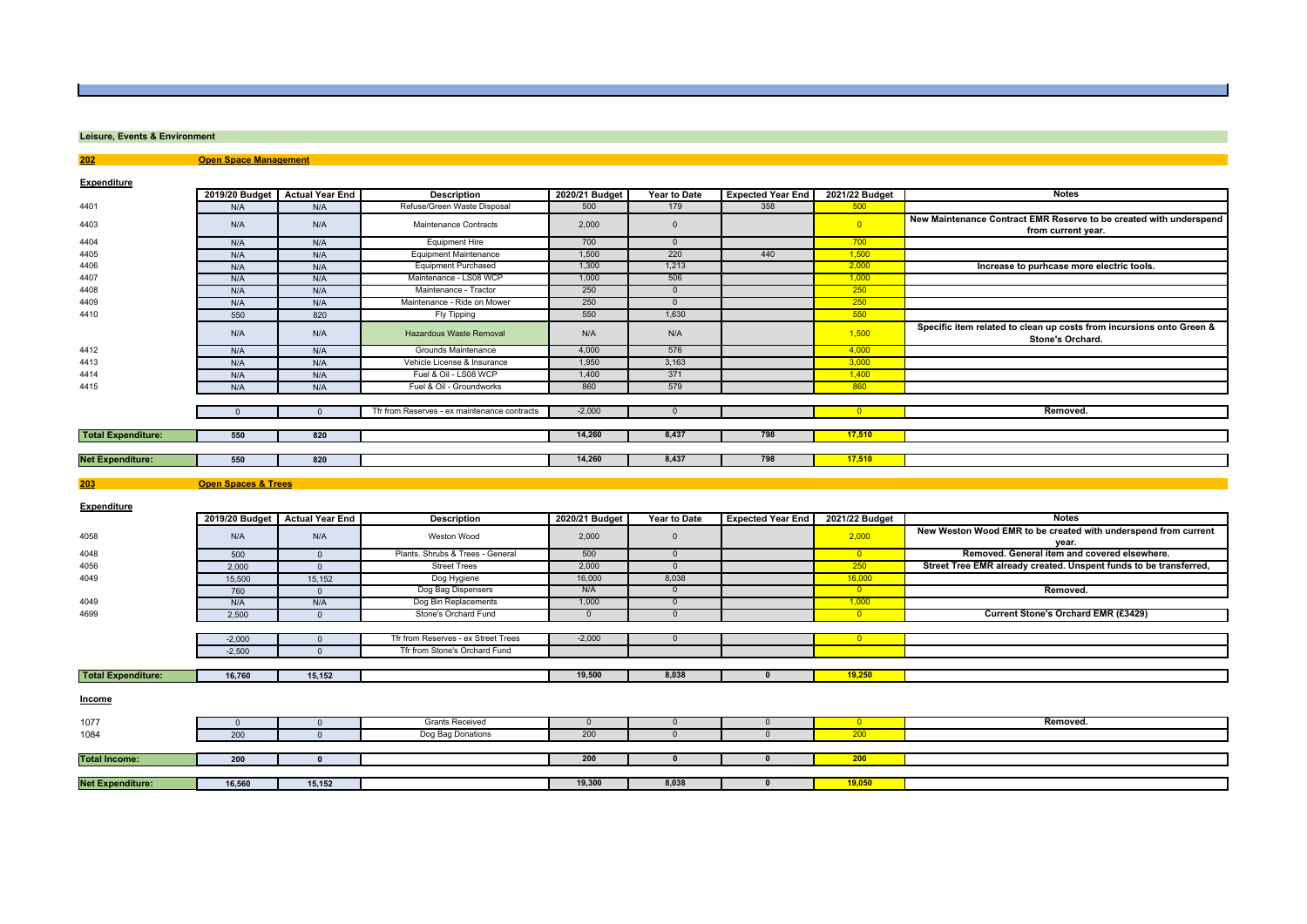## Leisure, Events & Environment

### 202 Open Space Management

**Expenditure**

| | 2019/20 Budget | Actual Year End | Description | 2020/21 Budget | Year to Date | Expected Year End | 2021/22 Budget | Notes |
|---|---|---|---|---|---|---|---|---|
| 4401 | N/A | N/A | Refuse/Green Waste Disposal | 500 | 179 | 358 | 500 | |
| 4403 | N/A | N/A | Maintenance Contracts | 2,000 | 0 | | 0 | New Maintenance Contract EMR Reserve to be created with underspend from current year. |
| 4404 | N/A | N/A | Equipment Hire | 700 | 0 | | 700 | |
| 4405 | N/A | N/A | Equipment Maintenance | 1,500 | 220 | 440 | 1,500 | |
| 4406 | N/A | N/A | Equipment Purchased | 1,300 | 1,213 | | 2,000 | Increase to purhcase more electric tools. |
| 4407 | N/A | N/A | Maintenance - LS08 WCP | 1,000 | 506 | | 1,000 | |
| 4408 | N/A | N/A | Maintenance - Tractor | 250 | 0 | | 250 | |
| 4409 | N/A | N/A | Maintenance - Ride on Mower | 250 | 0 | | 250 | |
| 4410 | 550 | 820 | Fly Tipping | 550 | 1,630 | | 550 | |
| | N/A | N/A | Hazardous Waste Removal | N/A | N/A | | 1,500 | Specific item related to clean up costs from incursions onto Green & Stone's Orchard. |
| 4412 | N/A | N/A | Grounds Maintenance | 4,000 | 576 | | 4,000 | |
| 4413 | N/A | N/A | Vehicle License & Insurance | 1,950 | 3,163 | | 3,000 | |
| 4414 | N/A | N/A | Fuel & Oil - LS08 WCP | 1,400 | 371 | | 1,400 | |
| 4415 | N/A | N/A | Fuel & Oil - Groundworks | 860 | 579 | | 860 | |
| | 0 | 0 | Tfr from Reserves - ex maintenance contracts | -2,000 | 0 | | 0 | Removed. |
| **Total Expenditure:** | **550** | **820** | | **14,260** | **8,437** | **798** | **17,510** | |
| **Net Expenditure:** | **550** | **820** | | **14,260** | **8,437** | **798** | **17,510** | |

### 203 Open Spaces & Trees

**Expenditure**

| | 2019/20 Budget | Actual Year End | Description | 2020/21 Budget | Year to Date | Expected Year End | 2021/22 Budget | Notes |
|---|---|---|---|---|---|---|---|---|
| 4058 | N/A | N/A | Weston Wood | 2,000 | 0 | | 2,000 | New Weston Wood EMR to be created with underspend from current year. |
| 4048 | 500 | 0 | Plants. Shrubs & Trees - General | 500 | 0 | | 0 | Removed. General item and covered elsewhere. |
| 4056 | 2,000 | 0 | Street Trees | 2,000 | 0 | | 250 | Street Tree EMR already created. Unspent funds to be transferred, |
| 4049 | 15,500 | 15,152 | Dog Hygiene | 16,000 | 8,038 | | 16,000 | |
| | 760 | 0 | Dog Bag Dispensers | N/A | 0 | | 0 | Removed. |
| 4049 | N/A | N/A | Dog Bin Replacements | 1,000 | 0 | | 1,000 | |
| 4699 | 2,500 | 0 | Stone's Orchard Fund | 0 | 0 | | 0 | Current Stone's Orchard EMR (£3429) |
| | -2,000 | 0 | Tfr from Reserves - ex Street Trees | -2,000 | 0 | | 0 | |
| | -2,500 | 0 | Tfr from Stone's Orchard Fund | | | | | |
| **Total Expenditure:** | **16,760** | **15,152** | | **19,500** | **8,038** | **0** | **19,250** | |

**Income**

| | 2019/20 Budget | Actual Year End | Description | 2020/21 Budget | Year to Date | Expected Year End | 2021/22 Budget | Notes |
|---|---|---|---|---|---|---|---|---|
| 1077 | 0 | 0 | Grants Received | 0 | 0 | 0 | 0 | Removed. |
| 1084 | 200 | 0 | Dog Bag Donations | 200 | 0 | 0 | 200 | |
| **Total Income:** | **200** | **0** | | **200** | **0** | **0** | **200** | |
| **Net Expenditure:** | **16,560** | **15,152** | | **19,300** | **8,038** | **0** | **19,050** | |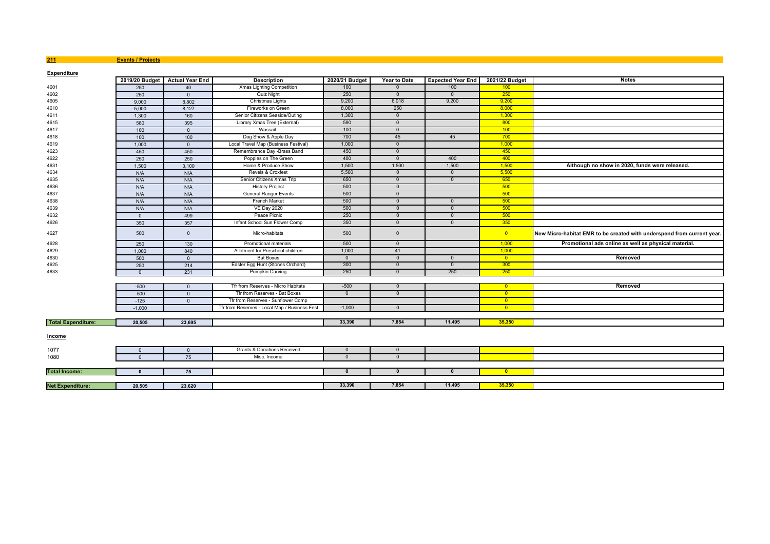**211** **Events / Projects**

**Expenditure**

| | 2019/20 Budget | Actual Year End | Description | 2020/21 Budget | Year to Date | Expected Year End | 2021/22 Budget | Notes |
|---|---|---|---|---|---|---|---|---|
| 4601 | 250 | 40 | Xmas Lighting Competition | 100 | 0 | 100 | 100 | |
| 4602 | 250 | 0 | Quiz Night | 250 | 0 | 0 | 250 | |
| 4605 | 9,000 | 8,802 | Christmas Lights | 9,200 | 6,018 | 9,200 | 9,200 | |
| 4610 | 5,000 | 8,127 | Fireworks on Green | 8,000 | 250 | | 8,000 | |
| 4611 | 1,300 | 160 | Senior Citizens Seaside/Outing | 1,300 | 0 | | 1,300 | |
| 4615 | 580 | 395 | Library Xmas Tree (External) | 590 | 0 | | 800 | |
| 4617 | 100 | 0 | Wassail | 100 | 0 | | 100 | |
| 4618 | 100 | 100 | Dog Show & Apple Day | 700 | 45 | 45 | 700 | |
| 4619 | 1,000 | 0 | Local Travel Map (Business Festival) | 1,000 | 0 | | 1,000 | |
| 4623 | 450 | 450 | Remembrance Day -Brass Band | 450 | 0 | | 450 | |
| 4622 | 250 | 250 | Poppies on The Green | 400 | 0 | 400 | 400 | |
| 4631 | 1,500 | 3,100 | Home & Produce Show | 1,500 | 1,500 | 1,500 | 1,500 | **Although no show in 2020, funds were released.** |
| 4634 | N/A | N/A | Revels & Croxfest | 5,500 | 0 | 0 | 5,500 | |
| 4635 | N/A | N/A | Senior Citizens Xmas Trip | 650 | 0 | 0 | 650 | |
| 4636 | N/A | N/A | History Project | 500 | 0 | | 500 | |
| 4637 | N/A | N/A | General Ranger Events | 500 | 0 | | 500 | |
| 4638 | N/A | N/A | French Market | 500 | 0 | 0 | 500 | |
| 4639 | N/A | N/A | VE Day 2020 | 500 | 0 | 0 | 500 | |
| 4632 | 0 | 499 | Peace Picnic | 250 | 0 | 0 | 500 | |
| 4626 | 350 | 357 | Infant School Sun Flower Comp | 350 | 0 | 0 | 350 | |
| 4627 | 500 | 0 | Micro-habitats | 500 | 0 | | 0 | **New Micro-habitat EMR to be created with underspend from current year.** |
| 4628 | 250 | 130 | Promotional materials | 500 | 0 | | 1,000 | **Promotional ads online as well as physical material.** |
| 4629 | 1,000 | 840 | Allotment for Preschool children | 1,000 | 41 | | 1,000 | |
| 4630 | 500 | 0 | Bat Boxes | 0 | 0 | 0 | 0 | **Removed** |
| 4625 | 250 | 214 | Easter Egg Hunt (Stones Orchard) | 300 | 0 | 0 | 300 | |
| 4633 | 0 | 231 | Pumpkin Carving | 250 | 0 | 250 | 250 | |
| | -500 | 0 | Tfr from Reserves - Micro Habitats | -500 | 0 | | 0 | **Removed** |
| | -500 | 0 | Tfr from Reserves - Bat Boxes | 0 | 0 | | 0 | |
| | -125 | 0 | Tfr from Reserves - Sunflower Comp | | | | 0 | |
| | -1,000 | | Tfr from Reserves - Local Map / Business Fest | -1,000 | 0 | | 0 | |
| **Total Expenditure:** | **20,505** | **23,695** | | **33,390** | **7,854** | **11,495** | **35,350** | |

**Income**

| | 2019/20 Budget | Actual Year End | Description | 2020/21 Budget | Year to Date | Expected Year End | 2021/22 Budget | Notes |
|---|---|---|---|---|---|---|---|---|
| 1077 | 0 | 0 | Grants & Donations Received | 0 | 0 | | | |
| 1080 | 0 | 75 | Misc. Income | 0 | 0 | | | |
| **Total Income:** | **0** | **75** | | **0** | **0** | **0** | **0** | |
| **Net Expenditure:** | **20,505** | **23,620** | | **33,390** | **7,854** | **11,495** | **35,350** | |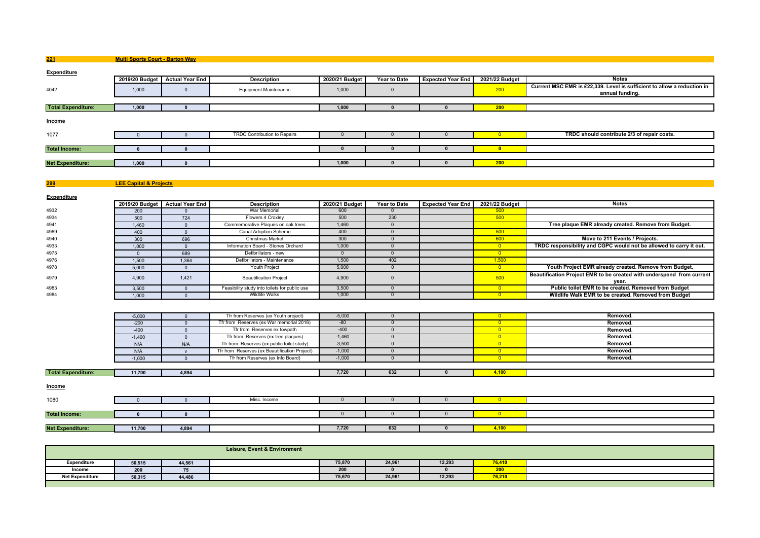## 221 Multi Sports Court - Barton Way

### Expenditure

| | 2019/20 Budget | Actual Year End | Description | 2020/21 Budget | Year to Date | Expected Year End | 2021/22 Budget | Notes |
|---|---|---|---|---|---|---|---|---|
| 4042 | 1,000 | 0 | Equipment Maintenance | 1,000 | 0 | | 200 | Current MSC EMR is £22,339. Level is sufficient to allow a reduction in annual funding. |
| **Total Expenditure:** | **1,000** | **0** | | **1,000** | **0** | **0** | **200** | |

### Income

| | 2019/20 Budget | Actual Year End | Description | 2020/21 Budget | Year to Date | Expected Year End | 2021/22 Budget | Notes |
|---|---|---|---|---|---|---|---|---|
| 1077 | 0 | 0 | TRDC Contribution to Repairs | 0 | 0 | 0 | 0 | TRDC should contribute 2/3 of repair costs. |
| **Total Income:** | **0** | **0** | | **0** | **0** | **0** | **0** | |
| **Net Expenditure:** | **1,000** | **0** | | **1,000** | **0** | **0** | **200** | |

## 299 LEE Capital & Projects

### Expenditure

| | 2019/20 Budget | Actual Year End | Description | 2020/21 Budget | Year to Date | Expected Year End | 2021/22 Budget | Notes |
|---|---|---|---|---|---|---|---|---|
| 4932 | 200 | 0 | War Memorial | 600 | 0 | | 500 | |
| 4934 | 500 | 724 | Flowers 4 Croxley | 500 | 230 | | 500 | |
| 4941 | 1,460 | 0 | Commemorative Plaques on oak trees | 1,460 | 0 | | | Tree plaque EMR already created. Remove from Budget. |
| 4969 | 400 | 0 | Canal Adoption Scheme | 400 | 0 | | 500 | |
| 4940 | 300 | 696 | Christmas Market | 300 | 0 | | 600 | Move to 211 Events / Projects. |
| 4933 | 1,000 | 0 | Information Board - Stones Orchard | 1,000 | 0 | | 0 | TRDC responsibility and CGPC would not be allowed to carry it out. |
| 4975 | 0 | 689 | Defibrillators - new | 0 | 0 | | 0 | |
| 4976 | 1,500 | 1,364 | Defibrillators - Maintenance | 1,500 | 402 | | 1,500 | |
| 4978 | 5,000 | 0 | Youth Project | 5,000 | 0 | | 0 | Youth Project EMR already created. Remove from Budget. |
| 4979 | 4,900 | 1,421 | Beautification Project | 4,900 | 0 | | 500 | Beautification Project EMR to be created with underspend from current year. |
| 4983 | 3,500 | 0 | Feasibility study into toilets for public use | 3,500 | 0 | | 0 | Public toilet EMR to be created. Removed from Budget |
| 4984 | 1,000 | 0 | Wildlife Walks | 1,000 | 0 | | 0 | Wildlife Walk EMR to be created. Removed from Budget |
| | -5,000 | 0 | Tfr from Reserves (ex Youth project) | -5,000 | 0 | | 0 | Removed. |
| | -200 | 0 | Tfr from Reserves (ex War memorial 2016) | -80 | 0 | | 0 | Removed. |
| | -400 | 0 | Tfr from Reserves ex towpath | -400 | 0 | | 0 | Removed. |
| | -1,460 | 0 | Tfr from Reserves (ex tree plaques) | -1,460 | 0 | | 0 | Removed. |
| | N/A | N/A | Tfr from Reserves (ex public toilet study) | -3,500 | 0 | | 0 | Removed. |
| | N/A | v | Tfr from Reserves (ex Beautification Project) | -1,000 | 0 | | 0 | Removed. |
| | -1,000 | 0 | Tfr from Reserves (ex Info Board) | -1,000 | 0 | | 0 | Removed. |
| **Total Expenditure:** | **11,700** | **4,894** | | **7,720** | **632** | **0** | **4,100** | |

### Income

| | 2019/20 Budget | Actual Year End | Description | 2020/21 Budget | Year to Date | Expected Year End | 2021/22 Budget | Notes |
|---|---|---|---|---|---|---|---|---|
| 1080 | 0 | 0 | Misc. Income | 0 | 0 | 0 | 0 | |
| **Total Income:** | **0** | **0** | | 0 | 0 | 0 | 0 | |
| **Net Expenditure:** | **11,700** | **4,894** | | **7,720** | **632** | **0** | **4,100** | |

## Leisure, Event & Environment

| | 2019/20 Budget | Actual Year End | | 2020/21 Budget | Year to Date | Expected Year End | 2021/22 Budget | |
|---|---|---|---|---|---|---|---|---|
| **Expenditure** | **50,515** | **44,561** | | **75,870** | **24,961** | **12,293** | **76,410** | |
| **Income** | **200** | **75** | | **200** | **0** | **0** | **200** | |
| **Net Expenditure** | **50,315** | **44,486** | | **75,670** | **24,961** | **12,293** | **76,210** | |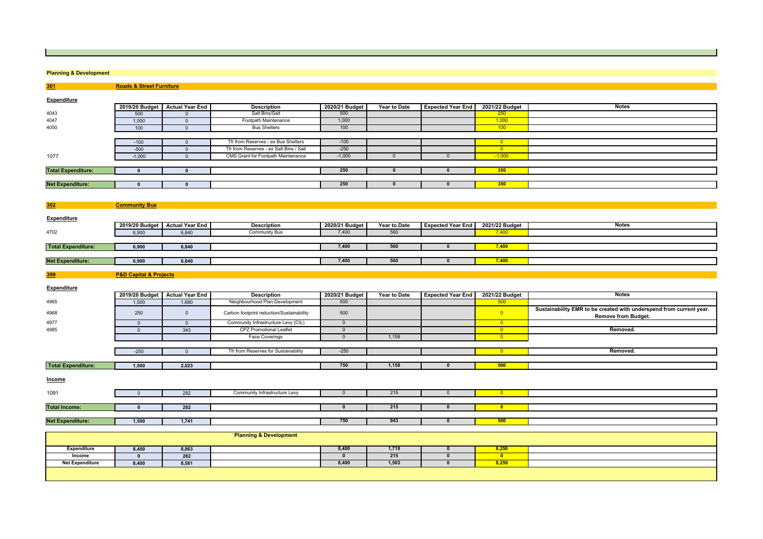## Planning & Development

### 301 Roads & Street Furniture

**Expenditure**

| | 2019/20 Budget | Actual Year End | Description | 2020/21 Budget | Year to Date | Expected Year End | 2021/22 Budget | Notes |
|---|---|---|---|---|---|---|---|---|
| 4043 | 500 | 0 | Salt Bins/Salt | 500 | | | 250 | |
| 4047 | 1,000 | 0 | Footpath Maintenance | 1,000 | | | 1,000 | |
| 4050 | 100 | 0 | Bus Shelters | 100 | | | 100 | |
| | -100 | 0 | Tfr from Reserves - ex Bus Shelters | -100 | | | 0 | |
| | -500 | 0 | Tfr from Reserves - ex Salt Bins / Salt | -250 | | | 0 | |
| 1077 | -1,000 | 0 | CMS Grant for Footpath Maintenance | -1,000 | 0 | 0 | -1,000 | |
| **Total Expenditure:** | **0** | **0** | | **250** | **0** | **0** | **350** | |
| **Net Expenditure:** | **0** | **0** | | **250** | **0** | **0** | **350** | |

### 302 Community Bus

**Expenditure**

| | 2019/20 Budget | Actual Year End | Description | 2020/21 Budget | Year to Date | Expected Year End | 2021/22 Budget | Notes |
|---|---|---|---|---|---|---|---|---|
| 4702 | 6,900 | 6,840 | Community Bus | 7,400 | 560 | | 7,400 | |
| **Total Expenditure:** | **6,900** | **6,840** | | **7,400** | **560** | **0** | **7,400** | |
| **Net Expenditure:** | **6,900** | **6,840** | | **7,400** | **560** | **0** | **7,400** | |

### 399 P&D Capital & Projects

**Expenditure**

| | 2019/20 Budget | Actual Year End | Description | 2020/21 Budget | Year to Date | Expected Year End | 2021/22 Budget | Notes |
|---|---|---|---|---|---|---|---|---|
| 4965 | 1,500 | 1,680 | Neighbourhood Plan Development | 500 | | | 500 | |
| 4968 | 250 | 0 | Carbon footprint reduction/Sustainability | 500 | | | 0 | **Sustainability EMR to be created with underspend from current year. Remove from Budget.** |
| 4977 | 0 | 0 | Community Infrastructure Levy (CIL) | 0 | | | 0 | |
| 4985 | 0 | 343 | CPZ Promotional Leaflet | 0 | | | 0 | **Removed.** |
| | | | Face Coverings | 0 | 1,158 | | 0 | |
| | -250 | 0 | Tfr from Reserves for Sustainability | -250 | | | 0 | **Removed.** |
| **Total Expenditure:** | **1,500** | **2,023** | | **750** | **1,158** | **0** | **500** | |

**Income**

| | 2019/20 Budget | Actual Year End | Description | 2020/21 Budget | Year to Date | Expected Year End | 2021/22 Budget | Notes |
|---|---|---|---|---|---|---|---|---|
| 1091 | 0 | 282 | Community Infrastructure Levy | 0 | 215 | 0 | 0 | |
| **Total Income:** | **0** | **282** | | **0** | **215** | **0** | **0** | |
| **Net Expenditure:** | **1,500** | **1,741** | | **750** | **943** | **0** | **500** | |

### Planning & Development

| | 2019/20 Budget | Actual Year End | | 2020/21 Budget | Year to Date | Expected Year End | 2021/22 Budget | |
|---|---|---|---|---|---|---|---|---|
| **Expenditure** | **8,400** | **8,863** | | **8,400** | **1,718** | **0** | **8,250** | |
| **Income** | **0** | **282** | | **0** | **215** | **0** | **0** | |
| **Net Expenditure** | **8,400** | **8,581** | | **8,400** | **1,503** | **0** | **8,250** | |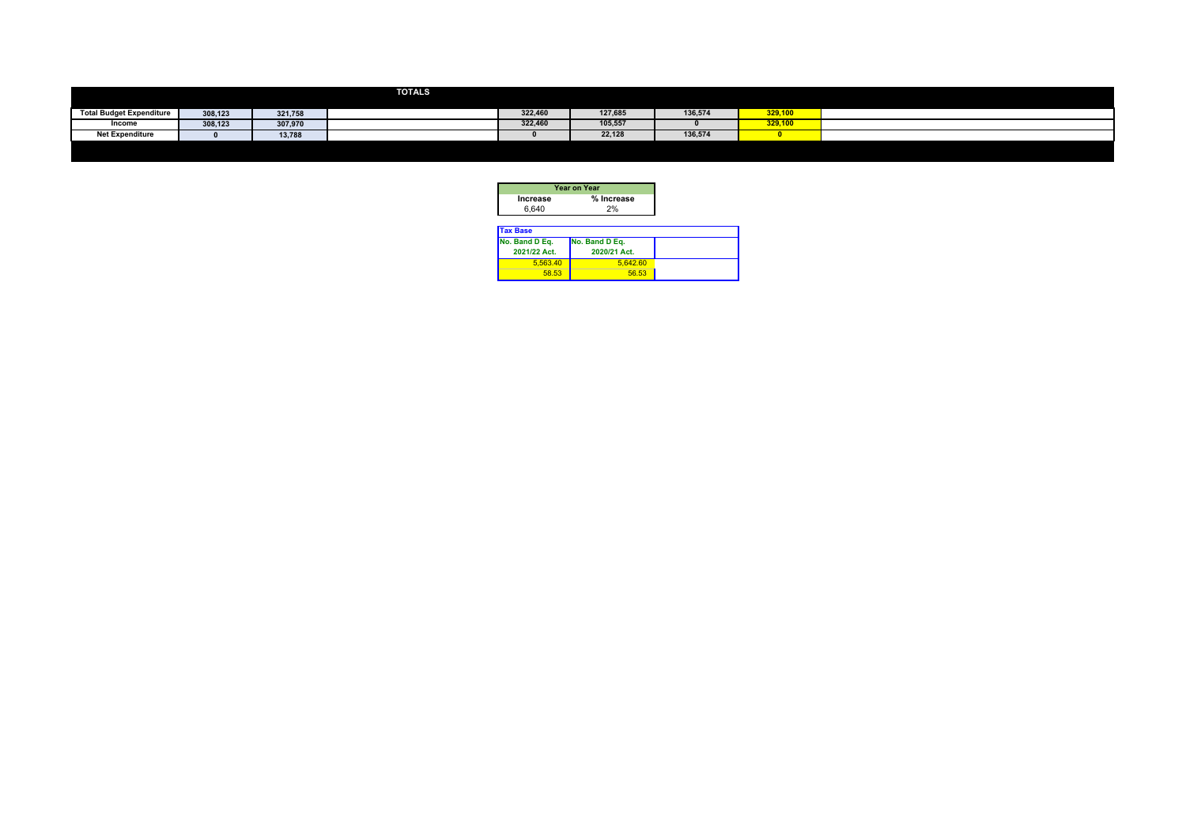## TOTALS

| | | | | | | | | |
|---|---|---|---|---|---|---|---|---|
| Total Budget Expenditure | 308,123 | 321,758 | | 322,460 | 127,685 | 136,574 | 329,100 | |
| Income | 308,123 | 307,970 | | 322,460 | 105,557 | 0 | 329,100 | |
| Net Expenditure | 0 | 13,788 | | 0 | 22,128 | 136,574 | 0 | |

| Year on Year | |
|---|---|
| Increase | % Increase |
| 6,640 | 2% |

| Tax Base | | |
|---|---|---|
| No. Band D Eq. 2021/22 Act. | No. Band D Eq. 2020/21 Act. | |
| 5,563.40 | 5,642.60 | |
| 58.53 | 56.53 | |